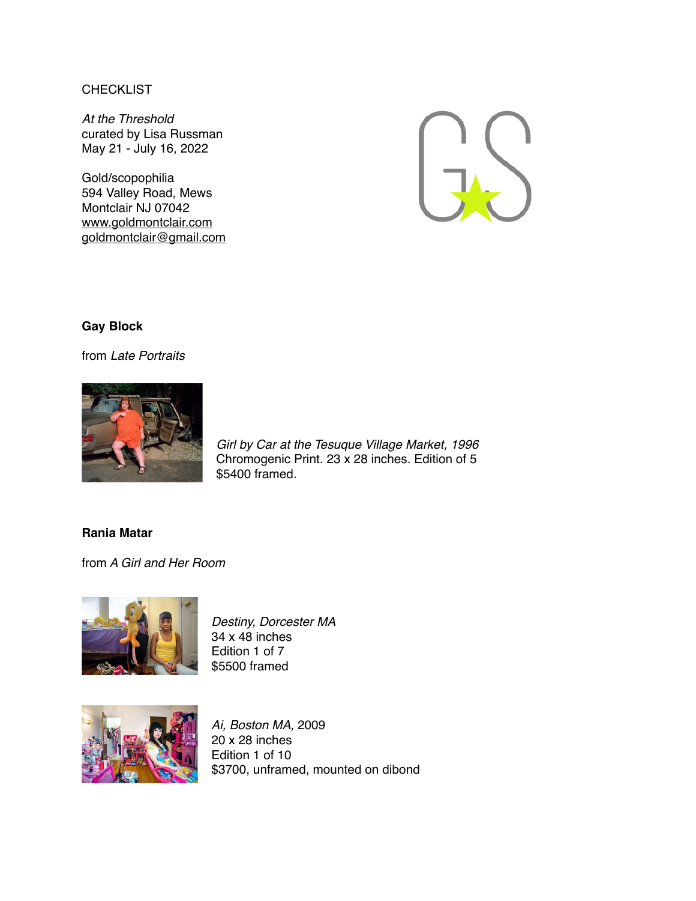CHECKLIST

*At the Threshold*
curated by Lisa Russman
May 21 - July 16, 2022

Gold/scopophilia
594 Valley Road, Mews
Montclair NJ 07042
www.goldmontclair.com
goldmontclair@gmail.com

**Gay Block**

from *Late Portraits*

*Girl by Car at the Tesuque Village Market, 1996*
Chromogenic Print. 23 x 28 inches. Edition of 5
$5400 framed.

**Rania Matar**

from *A Girl and Her Room*

*Destiny, Dorcester MA*
34 x 48 inches
Edition 1 of 7
$5500 framed

*Ai, Boston MA,* 2009
20 x 28 inches
Edition 1 of 10
$3700, unframed, mounted on dibond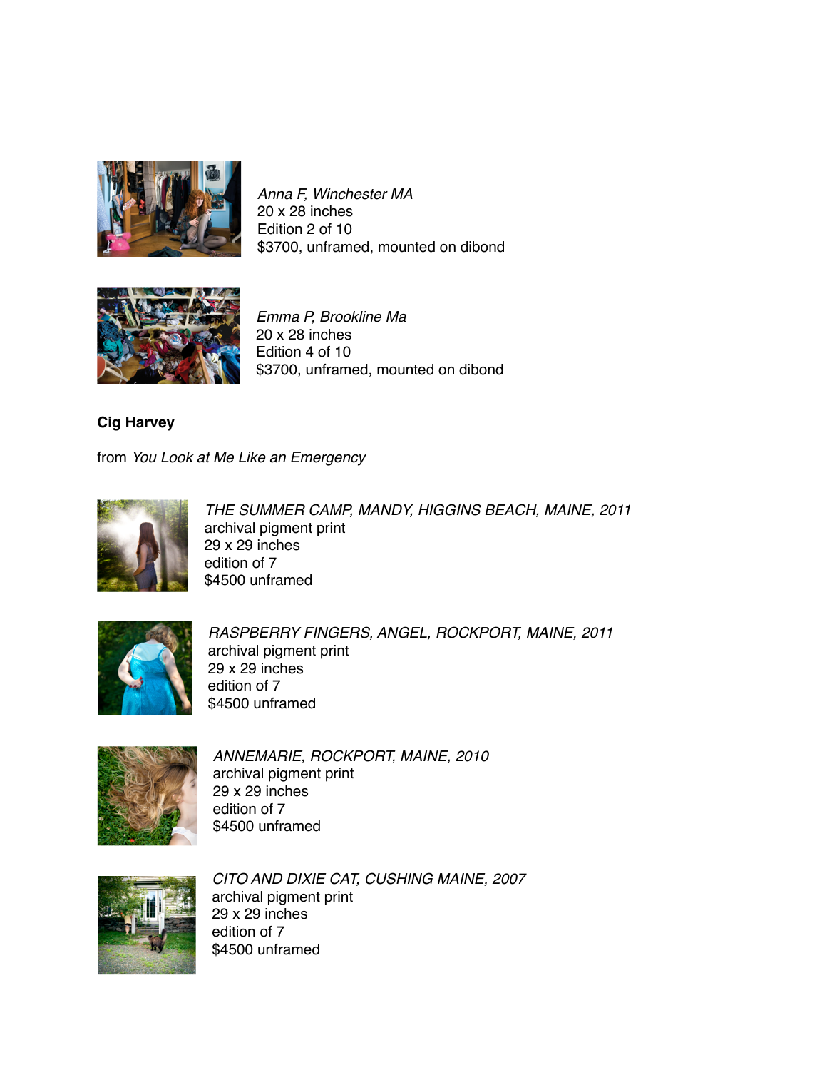*Anna F, Winchester MA*
20 x 28 inches
Edition 2 of 10
$3700, unframed, mounted on dibond

*Emma P, Brookline Ma*
20 x 28 inches
Edition 4 of 10
$3700, unframed, mounted on dibond

**Cig Harvey**

from *You Look at Me Like an Emergency*

*THE SUMMER CAMP, MANDY, HIGGINS BEACH, MAINE, 2011*
archival pigment print
29 x 29 inches
edition of 7
$4500 unframed

*RASPBERRY FINGERS, ANGEL, ROCKPORT, MAINE, 2011*
archival pigment print
29 x 29 inches
edition of 7
$4500 unframed

*ANNEMARIE, ROCKPORT, MAINE, 2010*
archival pigment print
29 x 29 inches
edition of 7
$4500 unframed

*CITO AND DIXIE CAT, CUSHING MAINE, 2007*
archival pigment print
29 x 29 inches
edition of 7
$4500 unframed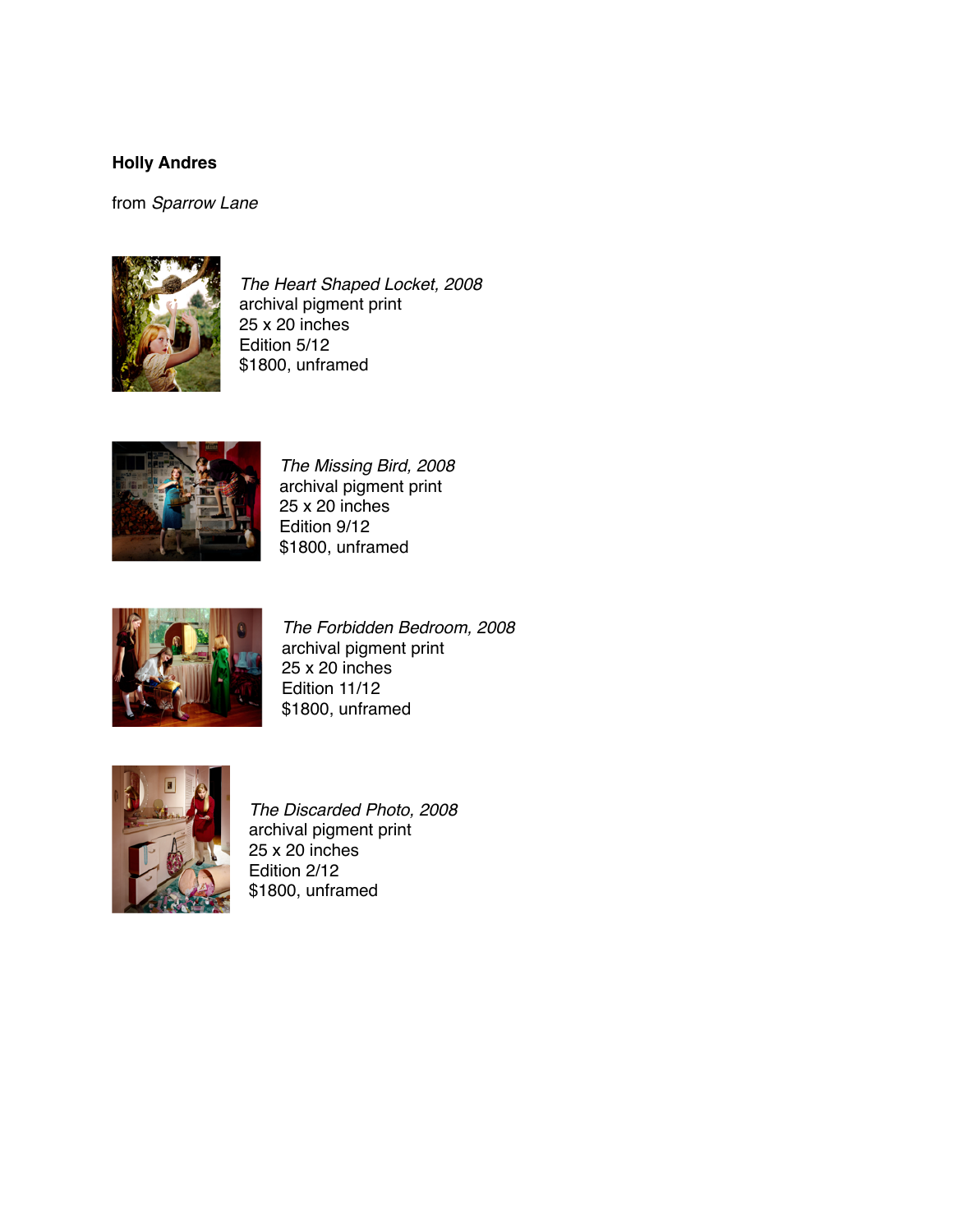**Holly Andres**

from *Sparrow Lane*

*The Heart Shaped Locket, 2008*
archival pigment print
25 x 20 inches
Edition 5/12
$1800, unframed

*The Missing Bird, 2008*
archival pigment print
25 x 20 inches
Edition 9/12
$1800, unframed

*The Forbidden Bedroom, 2008*
archival pigment print
25 x 20 inches
Edition 11/12
$1800, unframed

*The Discarded Photo, 2008*
archival pigment print
25 x 20 inches
Edition 2/12
$1800, unframed